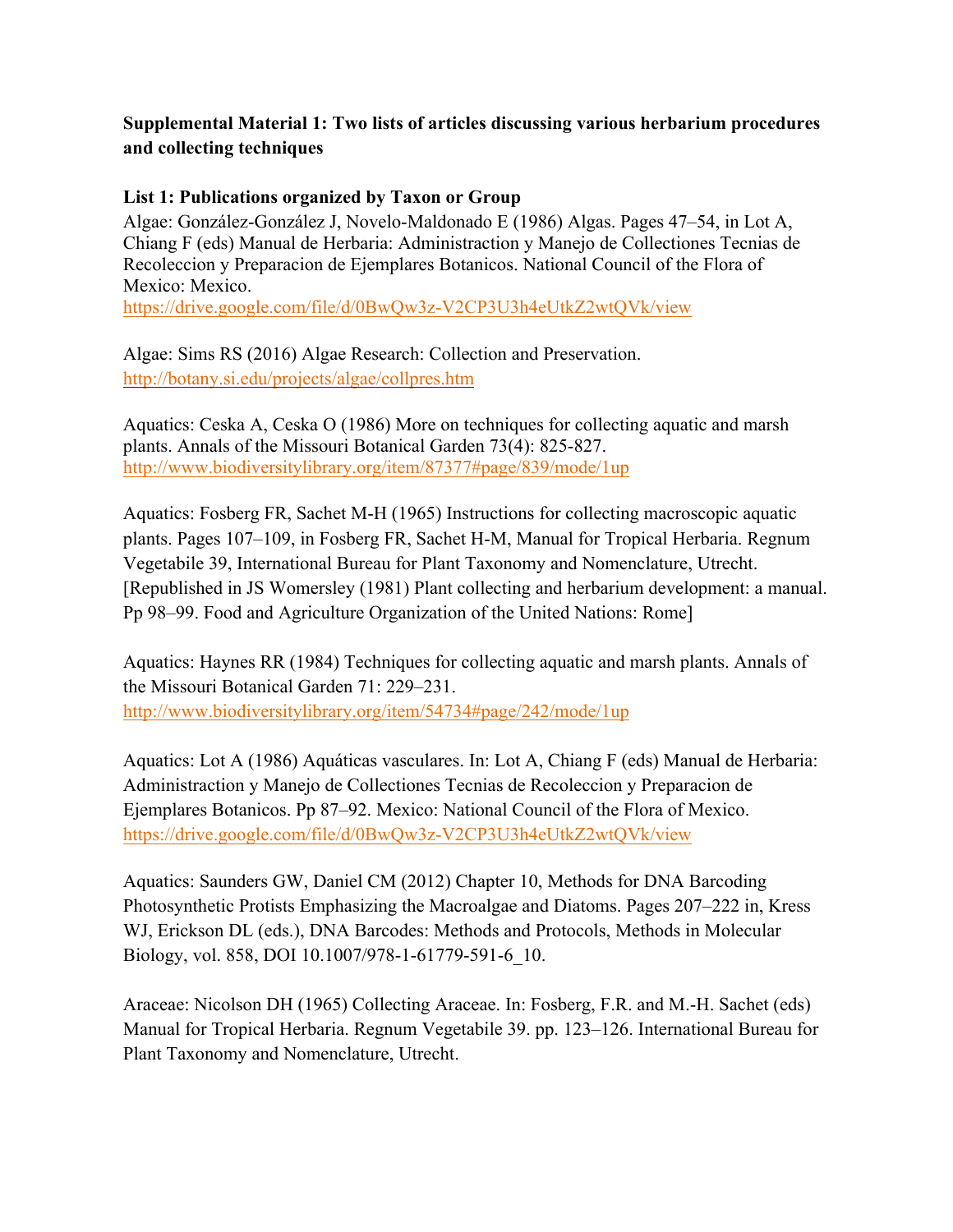**Supplemental Material 1: Two lists of articles discussing various herbarium procedures and collecting techniques**

**List 1: Publications organized by Taxon or Group**

Algae: González-González J, Novelo-Maldonado E (1986) Algas. Pages 47–54, in Lot A, Chiang F (eds) Manual de Herbaria: Administraction y Manejo de Collectiones Tecnias de Recoleccion y Preparacion de Ejemplares Botanicos. National Council of the Flora of Mexico: Mexico.
https://drive.google.com/file/d/0BwQw3z-V2CP3U3h4eUtkZ2wtQVk/view

Algae: Sims RS (2016) Algae Research: Collection and Preservation.
http://botany.si.edu/projects/algae/collpres.htm

Aquatics: Ceska A, Ceska O (1986) More on techniques for collecting aquatic and marsh plants. Annals of the Missouri Botanical Garden 73(4): 825-827.
http://www.biodiversitylibrary.org/item/87377#page/839/mode/1up

Aquatics: Fosberg FR, Sachet M-H (1965) Instructions for collecting macroscopic aquatic plants. Pages 107–109, in Fosberg FR, Sachet H-M, Manual for Tropical Herbaria. Regnum Vegetabile 39, International Bureau for Plant Taxonomy and Nomenclature, Utrecht. [Republished in JS Womersley (1981) Plant collecting and herbarium development: a manual. Pp 98–99. Food and Agriculture Organization of the United Nations: Rome]

Aquatics: Haynes RR (1984) Techniques for collecting aquatic and marsh plants. Annals of the Missouri Botanical Garden 71: 229–231.
http://www.biodiversitylibrary.org/item/54734#page/242/mode/1up

Aquatics: Lot A (1986) Aquáticas vasculares. In: Lot A, Chiang F (eds) Manual de Herbaria: Administraction y Manejo de Collectiones Tecnias de Recoleccion y Preparacion de Ejemplares Botanicos. Pp 87–92. Mexico: National Council of the Flora of Mexico.
https://drive.google.com/file/d/0BwQw3z-V2CP3U3h4eUtkZ2wtQVk/view

Aquatics: Saunders GW, Daniel CM (2012) Chapter 10, Methods for DNA Barcoding Photosynthetic Protists Emphasizing the Macroalgae and Diatoms. Pages 207–222 in, Kress WJ, Erickson DL (eds.), DNA Barcodes: Methods and Protocols, Methods in Molecular Biology, vol. 858, DOI 10.1007/978-1-61779-591-6_10.

Araceae: Nicolson DH (1965) Collecting Araceae. In: Fosberg, F.R. and M.-H. Sachet (eds) Manual for Tropical Herbaria. Regnum Vegetabile 39. pp. 123–126. International Bureau for Plant Taxonomy and Nomenclature, Utrecht.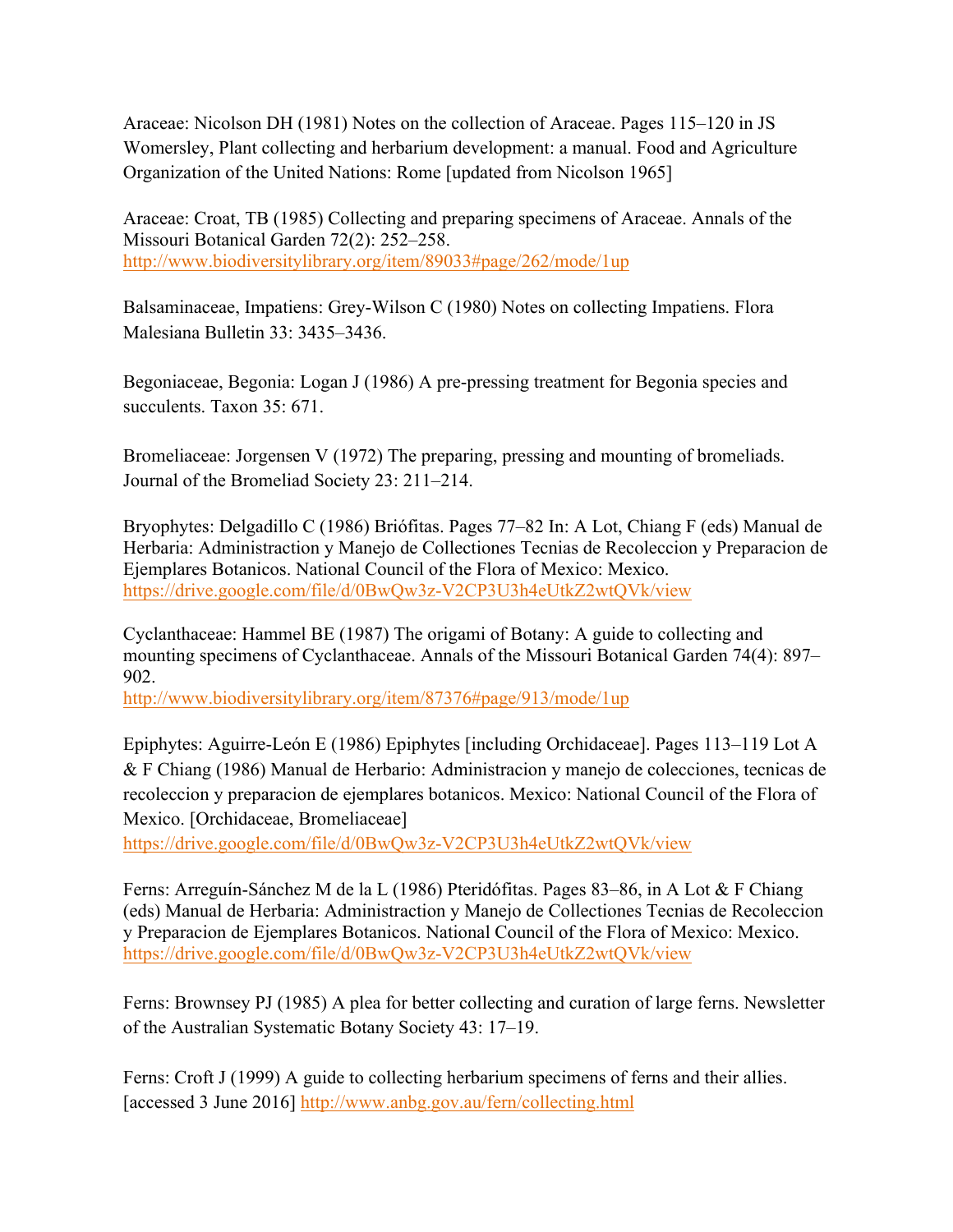Araceae: Nicolson DH (1981) Notes on the collection of Araceae. Pages 115–120 in JS Womersley, Plant collecting and herbarium development: a manual. Food and Agriculture Organization of the United Nations: Rome [updated from Nicolson 1965]

Araceae: Croat, TB (1985) Collecting and preparing specimens of Araceae. Annals of the Missouri Botanical Garden 72(2): 252–258. http://www.biodiversitylibrary.org/item/89033#page/262/mode/1up

Balsaminaceae, Impatiens: Grey-Wilson C (1980) Notes on collecting Impatiens. Flora Malesiana Bulletin 33: 3435–3436.

Begoniaceae, Begonia: Logan J (1986) A pre-pressing treatment for Begonia species and succulents. Taxon 35: 671.

Bromeliaceae: Jorgensen V (1972) The preparing, pressing and mounting of bromeliads. Journal of the Bromeliad Society 23: 211–214.

Bryophytes: Delgadillo C (1986) Briófitas. Pages 77–82 In: A Lot, Chiang F (eds) Manual de Herbaria: Administraction y Manejo de Collectiones Tecnias de Recoleccion y Preparacion de Ejemplares Botanicos. National Council of the Flora of Mexico: Mexico. https://drive.google.com/file/d/0BwQw3z-V2CP3U3h4eUtkZ2wtQVk/view

Cyclanthaceae: Hammel BE (1987) The origami of Botany: A guide to collecting and mounting specimens of Cyclanthaceae. Annals of the Missouri Botanical Garden 74(4): 897–902. http://www.biodiversitylibrary.org/item/87376#page/913/mode/1up

Epiphytes: Aguirre-León E (1986) Epiphytes [including Orchidaceae]. Pages 113–119 Lot A & F Chiang (1986) Manual de Herbario: Administracion y manejo de colecciones, tecnicas de recoleccion y preparacion de ejemplares botanicos. Mexico: National Council of the Flora of Mexico. [Orchidaceae, Bromeliaceae] https://drive.google.com/file/d/0BwQw3z-V2CP3U3h4eUtkZ2wtQVk/view

Ferns: Arreguín-Sánchez M de la L (1986) Pteridófitas. Pages 83–86, in A Lot & F Chiang (eds) Manual de Herbaria: Administraction y Manejo de Collectiones Tecnias de Recoleccion y Preparacion de Ejemplares Botanicos. National Council of the Flora of Mexico: Mexico. https://drive.google.com/file/d/0BwQw3z-V2CP3U3h4eUtkZ2wtQVk/view

Ferns: Brownsey PJ (1985) A plea for better collecting and curation of large ferns. Newsletter of the Australian Systematic Botany Society 43: 17–19.

Ferns: Croft J (1999) A guide to collecting herbarium specimens of ferns and their allies. [accessed 3 June 2016] http://www.anbg.gov.au/fern/collecting.html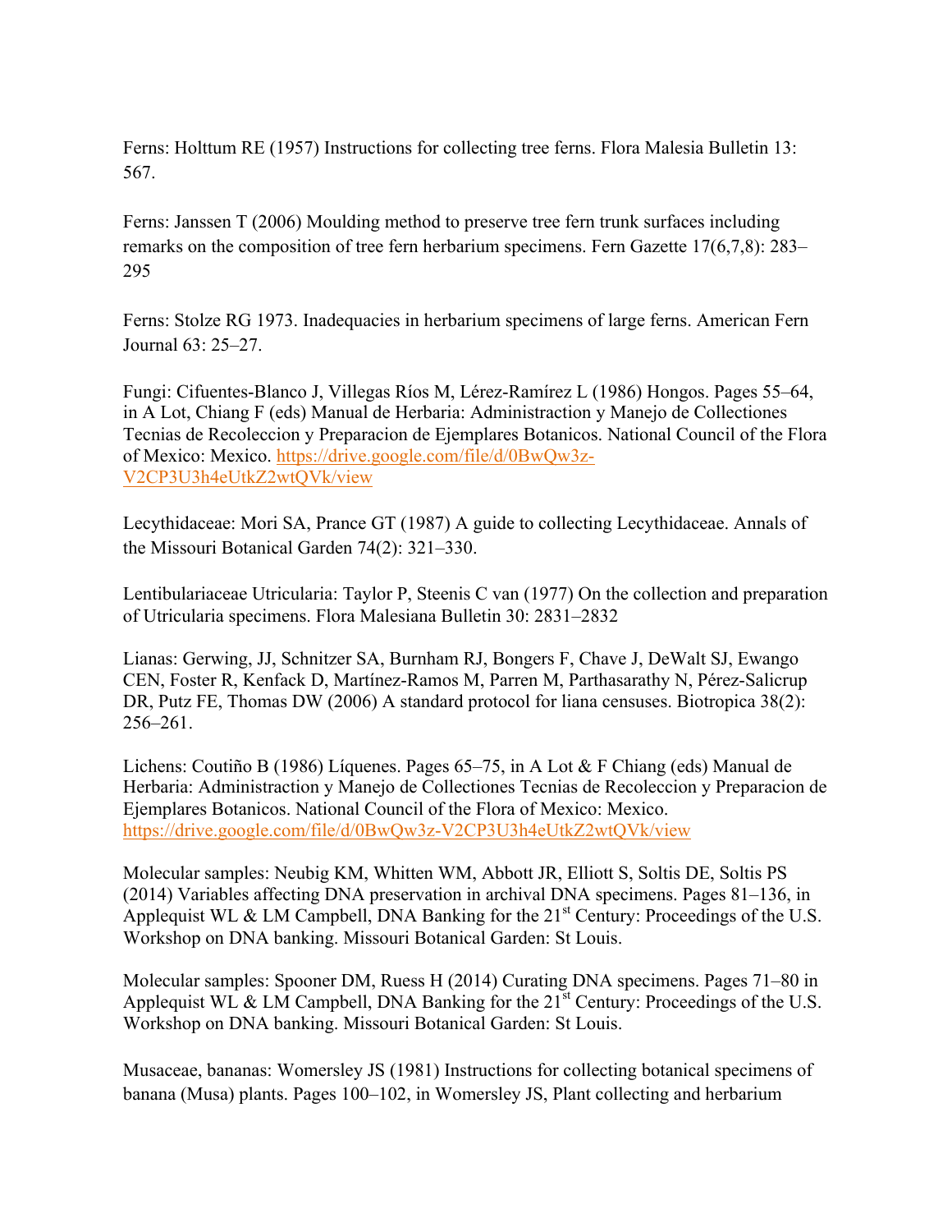Ferns: Holttum RE (1957) Instructions for collecting tree ferns. Flora Malesia Bulletin 13: 567.

Ferns: Janssen T (2006) Moulding method to preserve tree fern trunk surfaces including remarks on the composition of tree fern herbarium specimens. Fern Gazette 17(6,7,8): 283–295

Ferns: Stolze RG 1973. Inadequacies in herbarium specimens of large ferns. American Fern Journal 63: 25–27.

Fungi: Cifuentes-Blanco J, Villegas Ríos M, Lérez-Ramírez L (1986) Hongos. Pages 55–64, in A Lot, Chiang F (eds) Manual de Herbaria: Administraction y Manejo de Collectiones Tecnias de Recoleccion y Preparacion de Ejemplares Botanicos. National Council of the Flora of Mexico: Mexico. [https://drive.google.com/file/d/0BwQw3z-V2CP3U3h4eUtkZ2wtQVk/view](https://drive.google.com/file/d/0BwQw3z-V2CP3U3h4eUtkZ2wtQVk/view)

Lecythidaceae: Mori SA, Prance GT (1987) A guide to collecting Lecythidaceae. Annals of the Missouri Botanical Garden 74(2): 321–330.

Lentibulariaceae Utricularia: Taylor P, Steenis C van (1977) On the collection and preparation of Utricularia specimens. Flora Malesiana Bulletin 30: 2831–2832

Lianas: Gerwing, JJ, Schnitzer SA, Burnham RJ, Bongers F, Chave J, DeWalt SJ, Ewango CEN, Foster R, Kenfack D, Martínez-Ramos M, Parren M, Parthasarathy N, Pérez-Salicrup DR, Putz FE, Thomas DW (2006) A standard protocol for liana censuses. Biotropica 38(2): 256–261.

Lichens: Coutiño B (1986) Líquenes. Pages 65–75, in A Lot & F Chiang (eds) Manual de Herbaria: Administraction y Manejo de Collectiones Tecnias de Recoleccion y Preparacion de Ejemplares Botanicos. National Council of the Flora of Mexico: Mexico. [https://drive.google.com/file/d/0BwQw3z-V2CP3U3h4eUtkZ2wtQVk/view](https://drive.google.com/file/d/0BwQw3z-V2CP3U3h4eUtkZ2wtQVk/view)

Molecular samples: Neubig KM, Whitten WM, Abbott JR, Elliott S, Soltis DE, Soltis PS (2014) Variables affecting DNA preservation in archival DNA specimens. Pages 81–136, in Applequist WL & LM Campbell, DNA Banking for the 21st Century: Proceedings of the U.S. Workshop on DNA banking. Missouri Botanical Garden: St Louis.

Molecular samples: Spooner DM, Ruess H (2014) Curating DNA specimens. Pages 71–80 in Applequist WL & LM Campbell, DNA Banking for the 21st Century: Proceedings of the U.S. Workshop on DNA banking. Missouri Botanical Garden: St Louis.

Musaceae, bananas: Womersley JS (1981) Instructions for collecting botanical specimens of banana (Musa) plants. Pages 100–102, in Womersley JS, Plant collecting and herbarium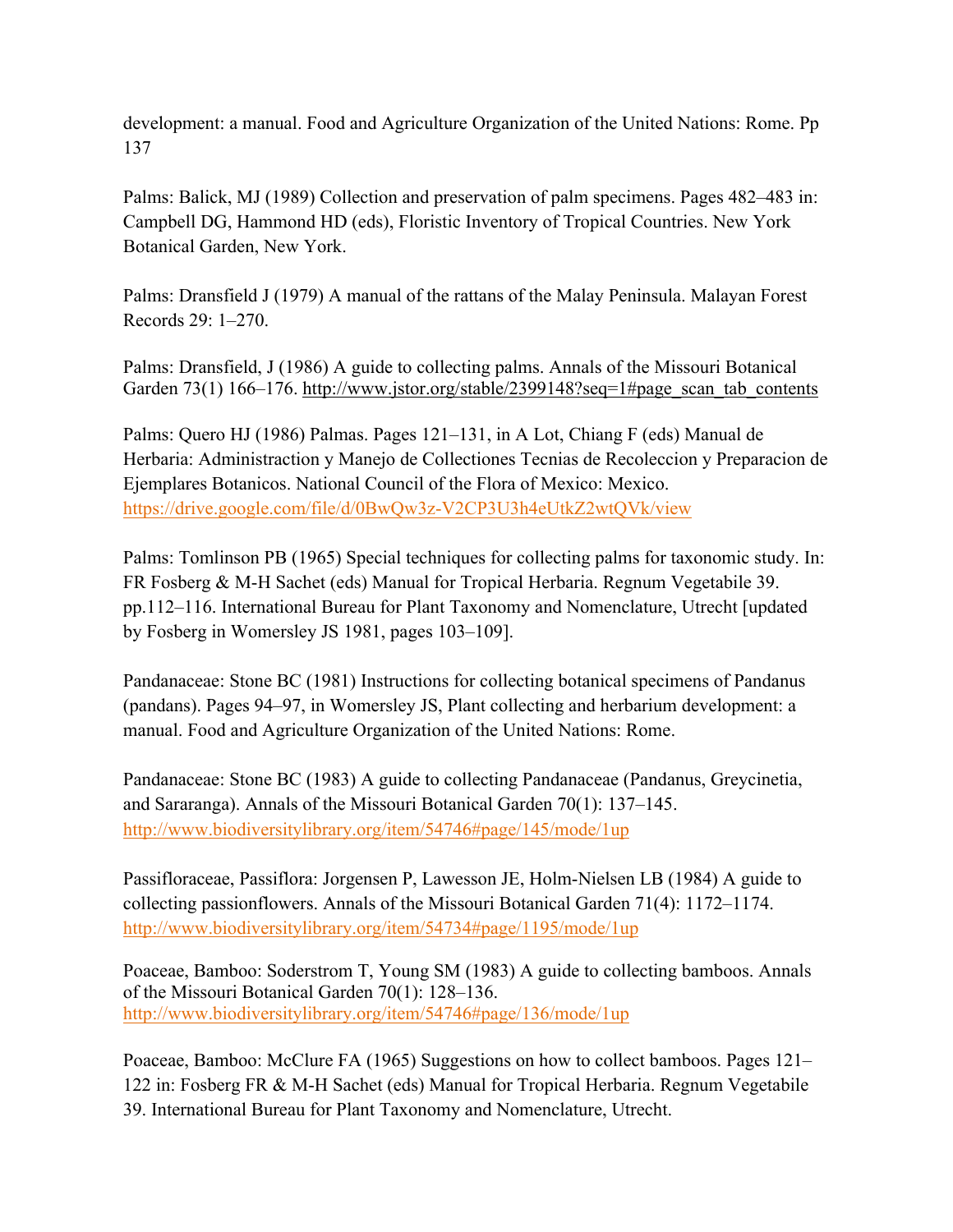development: a manual. Food and Agriculture Organization of the United Nations: Rome. Pp 137

Palms: Balick, MJ (1989) Collection and preservation of palm specimens. Pages 482–483 in: Campbell DG, Hammond HD (eds), Floristic Inventory of Tropical Countries. New York Botanical Garden, New York.

Palms: Dransfield J (1979) A manual of the rattans of the Malay Peninsula. Malayan Forest Records 29: 1–270.

Palms: Dransfield, J (1986) A guide to collecting palms. Annals of the Missouri Botanical Garden 73(1) 166–176. http://www.jstor.org/stable/2399148?seq=1#page_scan_tab_contents

Palms: Quero HJ (1986) Palmas. Pages 121–131, in A Lot, Chiang F (eds) Manual de Herbaria: Administraction y Manejo de Collectiones Tecnias de Recoleccion y Preparacion de Ejemplares Botanicos. National Council of the Flora of Mexico: Mexico. https://drive.google.com/file/d/0BwQw3z-V2CP3U3h4eUtkZ2wtQVk/view

Palms: Tomlinson PB (1965) Special techniques for collecting palms for taxonomic study. In: FR Fosberg & M-H Sachet (eds) Manual for Tropical Herbaria. Regnum Vegetabile 39. pp.112–116. International Bureau for Plant Taxonomy and Nomenclature, Utrecht [updated by Fosberg in Womersley JS 1981, pages 103–109].

Pandanaceae: Stone BC (1981) Instructions for collecting botanical specimens of Pandanus (pandans). Pages 94–97, in Womersley JS, Plant collecting and herbarium development: a manual. Food and Agriculture Organization of the United Nations: Rome.

Pandanaceae: Stone BC (1983) A guide to collecting Pandanaceae (Pandanus, Greycinetia, and Sararanga). Annals of the Missouri Botanical Garden 70(1): 137–145. http://www.biodiversitylibrary.org/item/54746#page/145/mode/1up

Passifloraceae, Passiflora: Jorgensen P, Lawesson JE, Holm-Nielsen LB (1984) A guide to collecting passionflowers. Annals of the Missouri Botanical Garden 71(4): 1172–1174. http://www.biodiversitylibrary.org/item/54734#page/1195/mode/1up

Poaceae, Bamboo: Soderstrom T, Young SM (1983) A guide to collecting bamboos. Annals of the Missouri Botanical Garden 70(1): 128–136. http://www.biodiversitylibrary.org/item/54746#page/136/mode/1up

Poaceae, Bamboo: McClure FA (1965) Suggestions on how to collect bamboos. Pages 121–122 in: Fosberg FR & M-H Sachet (eds) Manual for Tropical Herbaria. Regnum Vegetabile 39. International Bureau for Plant Taxonomy and Nomenclature, Utrecht.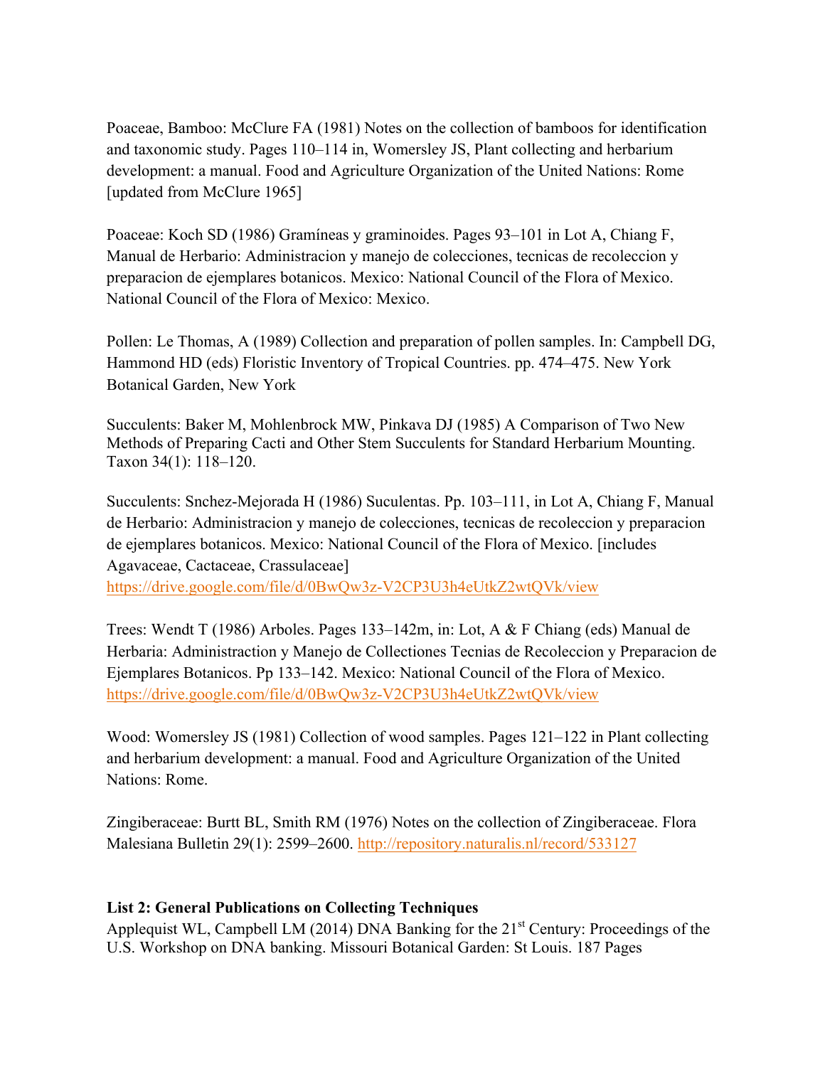Poaceae, Bamboo: McClure FA (1981) Notes on the collection of bamboos for identification and taxonomic study. Pages 110–114 in, Womersley JS, Plant collecting and herbarium development: a manual. Food and Agriculture Organization of the United Nations: Rome [updated from McClure 1965]

Poaceae: Koch SD (1986) Gramíneas y graminoides. Pages 93–101 in Lot A, Chiang F, Manual de Herbario: Administracion y manejo de colecciones, tecnicas de recoleccion y preparacion de ejemplares botanicos. Mexico: National Council of the Flora of Mexico. National Council of the Flora of Mexico: Mexico.

Pollen: Le Thomas, A (1989) Collection and preparation of pollen samples. In: Campbell DG, Hammond HD (eds) Floristic Inventory of Tropical Countries. pp. 474–475. New York Botanical Garden, New York

Succulents: Baker M, Mohlenbrock MW, Pinkava DJ (1985) A Comparison of Two New Methods of Preparing Cacti and Other Stem Succulents for Standard Herbarium Mounting. Taxon 34(1): 118–120.

Succulents: Snchez-Mejorada H (1986) Suculentas. Pp. 103–111, in Lot A, Chiang F, Manual de Herbario: Administracion y manejo de colecciones, tecnicas de recoleccion y preparacion de ejemplares botanicos. Mexico: National Council of the Flora of Mexico. [includes Agavaceae, Cactaceae, Crassulaceae]
https://drive.google.com/file/d/0BwQw3z-V2CP3U3h4eUtkZ2wtQVk/view

Trees: Wendt T (1986) Arboles. Pages 133–142m, in: Lot, A & F Chiang (eds) Manual de Herbaria: Administraction y Manejo de Collectiones Tecnias de Recoleccion y Preparacion de Ejemplares Botanicos. Pp 133–142. Mexico: National Council of the Flora of Mexico.
https://drive.google.com/file/d/0BwQw3z-V2CP3U3h4eUtkZ2wtQVk/view

Wood: Womersley JS (1981) Collection of wood samples. Pages 121–122 in Plant collecting and herbarium development: a manual. Food and Agriculture Organization of the United Nations: Rome.

Zingiberaceae: Burtt BL, Smith RM (1976) Notes on the collection of Zingiberaceae. Flora Malesiana Bulletin 29(1): 2599–2600. http://repository.naturalis.nl/record/533127

**List 2: General Publications on Collecting Techniques**

Applequist WL, Campbell LM (2014) DNA Banking for the 21st Century: Proceedings of the U.S. Workshop on DNA banking. Missouri Botanical Garden: St Louis. 187 Pages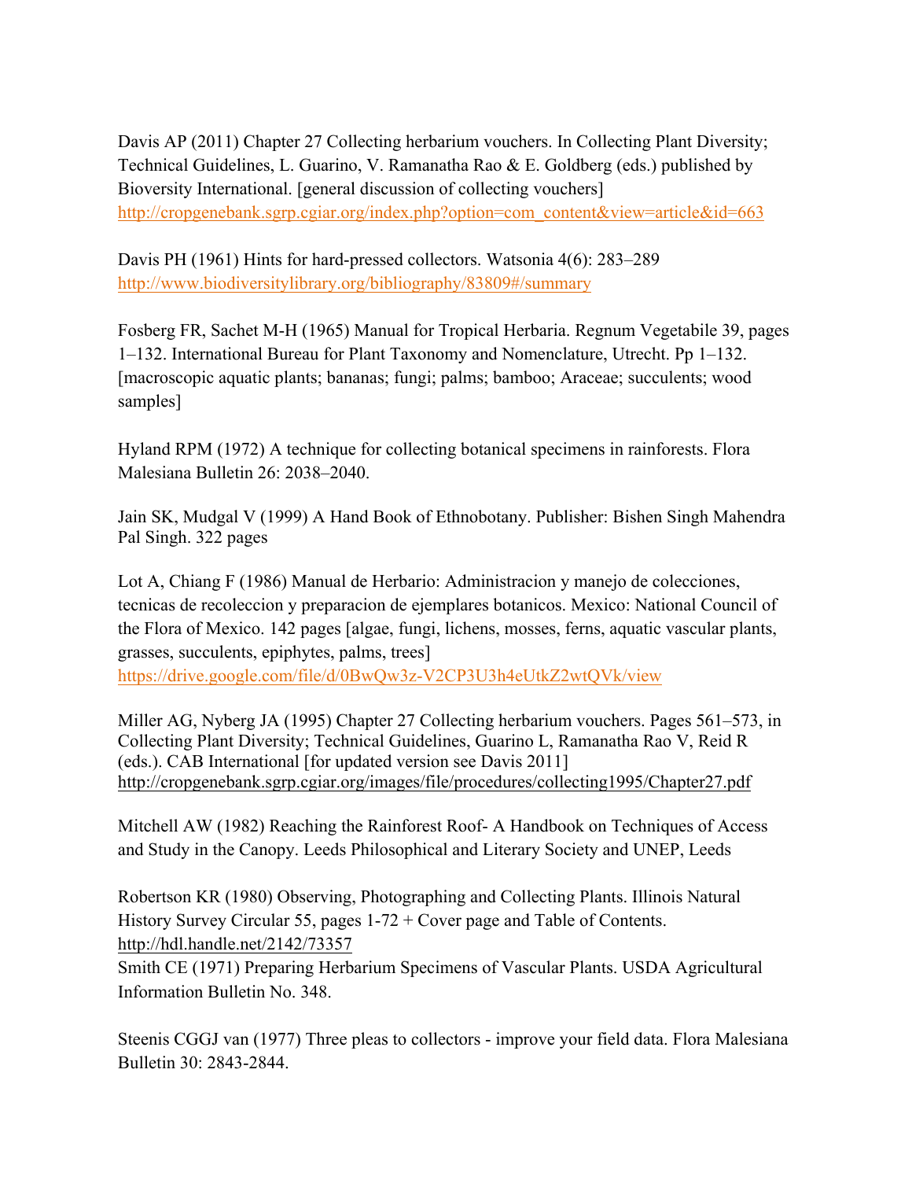Davis AP (2011) Chapter 27 Collecting herbarium vouchers. In Collecting Plant Diversity; Technical Guidelines, L. Guarino, V. Ramanatha Rao & E. Goldberg (eds.) published by Bioversity International. [general discussion of collecting vouchers] http://cropgenebank.sgrp.cgiar.org/index.php?option=com_content&view=article&id=663

Davis PH (1961) Hints for hard-pressed collectors. Watsonia 4(6): 283–289 http://www.biodiversitylibrary.org/bibliography/83809#/summary

Fosberg FR, Sachet M-H (1965) Manual for Tropical Herbaria. Regnum Vegetabile 39, pages 1–132. International Bureau for Plant Taxonomy and Nomenclature, Utrecht. Pp 1–132. [macroscopic aquatic plants; bananas; fungi; palms; bamboo; Araceae; succulents; wood samples]

Hyland RPM (1972) A technique for collecting botanical specimens in rainforests. Flora Malesiana Bulletin 26: 2038–2040.

Jain SK, Mudgal V (1999) A Hand Book of Ethnobotany. Publisher: Bishen Singh Mahendra Pal Singh. 322 pages

Lot A, Chiang F (1986) Manual de Herbario: Administracion y manejo de colecciones, tecnicas de recoleccion y preparacion de ejemplares botanicos. Mexico: National Council of the Flora of Mexico. 142 pages [algae, fungi, lichens, mosses, ferns, aquatic vascular plants, grasses, succulents, epiphytes, palms, trees] https://drive.google.com/file/d/0BwQw3z-V2CP3U3h4eUtkZ2wtQVk/view

Miller AG, Nyberg JA (1995) Chapter 27 Collecting herbarium vouchers. Pages 561–573, in Collecting Plant Diversity; Technical Guidelines, Guarino L, Ramanatha Rao V, Reid R (eds.). CAB International [for updated version see Davis 2011] http://cropgenebank.sgrp.cgiar.org/images/file/procedures/collecting1995/Chapter27.pdf

Mitchell AW (1982) Reaching the Rainforest Roof- A Handbook on Techniques of Access and Study in the Canopy. Leeds Philosophical and Literary Society and UNEP, Leeds

Robertson KR (1980) Observing, Photographing and Collecting Plants. Illinois Natural History Survey Circular 55, pages 1-72 + Cover page and Table of Contents. http://hdl.handle.net/2142/73357

Smith CE (1971) Preparing Herbarium Specimens of Vascular Plants. USDA Agricultural Information Bulletin No. 348.

Steenis CGGJ van (1977) Three pleas to collectors - improve your field data. Flora Malesiana Bulletin 30: 2843-2844.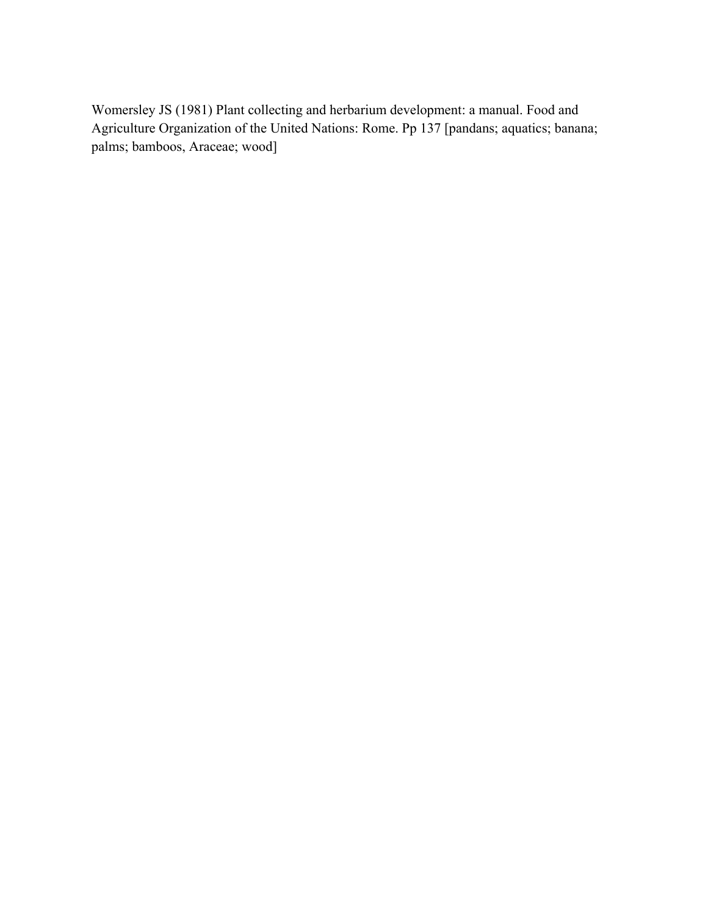Womersley JS (1981) Plant collecting and herbarium development: a manual. Food and Agriculture Organization of the United Nations: Rome. Pp 137 [pandans; aquatics; banana; palms; bamboos, Araceae; wood]